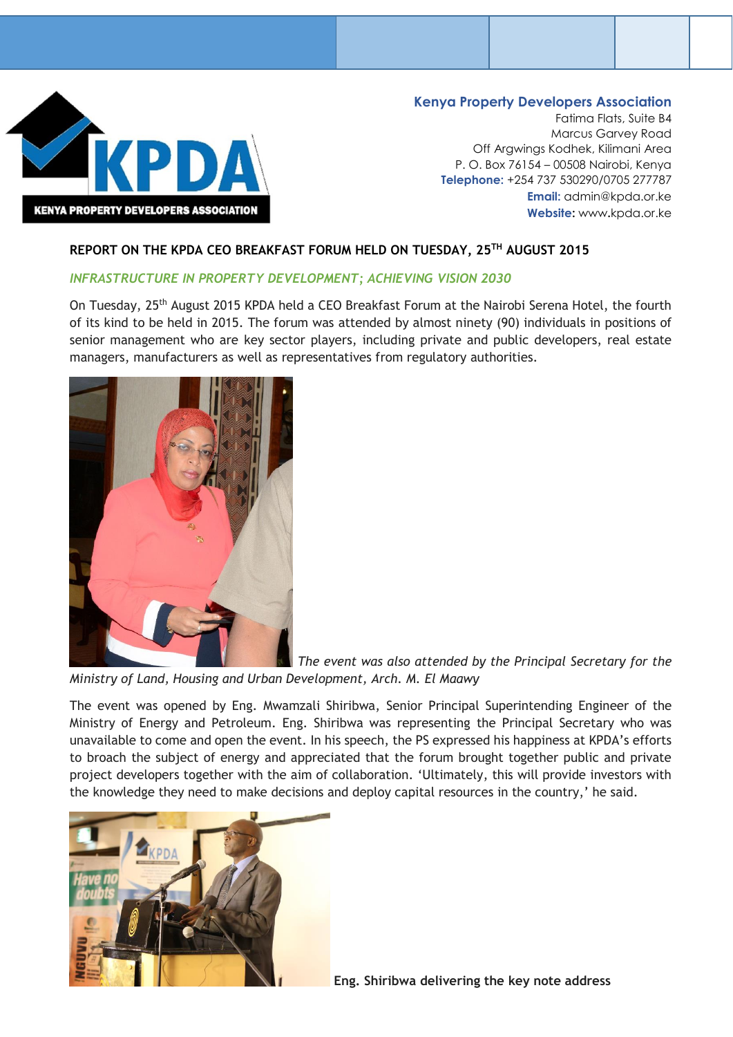**Kenya Property Developers Association**
Fatima Flats, Suite B4
Marcus Garvey Road
Off Argwings Kodhek, Kilimani Area
P. O. Box 76154 – 00508 Nairobi, Kenya
**Telephone:** +254 737 530290/0705 277787
**Email:** admin@kpda.or.ke
**Website:** www.kpda.or.ke

## REPORT ON THE KPDA CEO BREAKFAST FORUM HELD ON TUESDAY, 25TH AUGUST 2015

### *INFRASTRUCTURE IN PROPERTY DEVELOPMENT; ACHIEVING VISION 2030*

On Tuesday, 25th August 2015 KPDA held a CEO Breakfast Forum at the Nairobi Serena Hotel, the fourth of its kind to be held in 2015. The forum was attended by almost ninety (90) individuals in positions of senior management who are key sector players, including private and public developers, real estate managers, manufacturers as well as representatives from regulatory authorities.

*The event was also attended by the Principal Secretary for the Ministry of Land, Housing and Urban Development, Arch. M. El Maawy*

The event was opened by Eng. Mwamzali Shiribwa, Senior Principal Superintending Engineer of the Ministry of Energy and Petroleum. Eng. Shiribwa was representing the Principal Secretary who was unavailable to come and open the event. In his speech, the PS expressed his happiness at KPDA's efforts to broach the subject of energy and appreciated that the forum brought together public and private project developers together with the aim of collaboration. 'Ultimately, this will provide investors with the knowledge they need to make decisions and deploy capital resources in the country,' he said.

**Eng. Shiribwa delivering the key note address**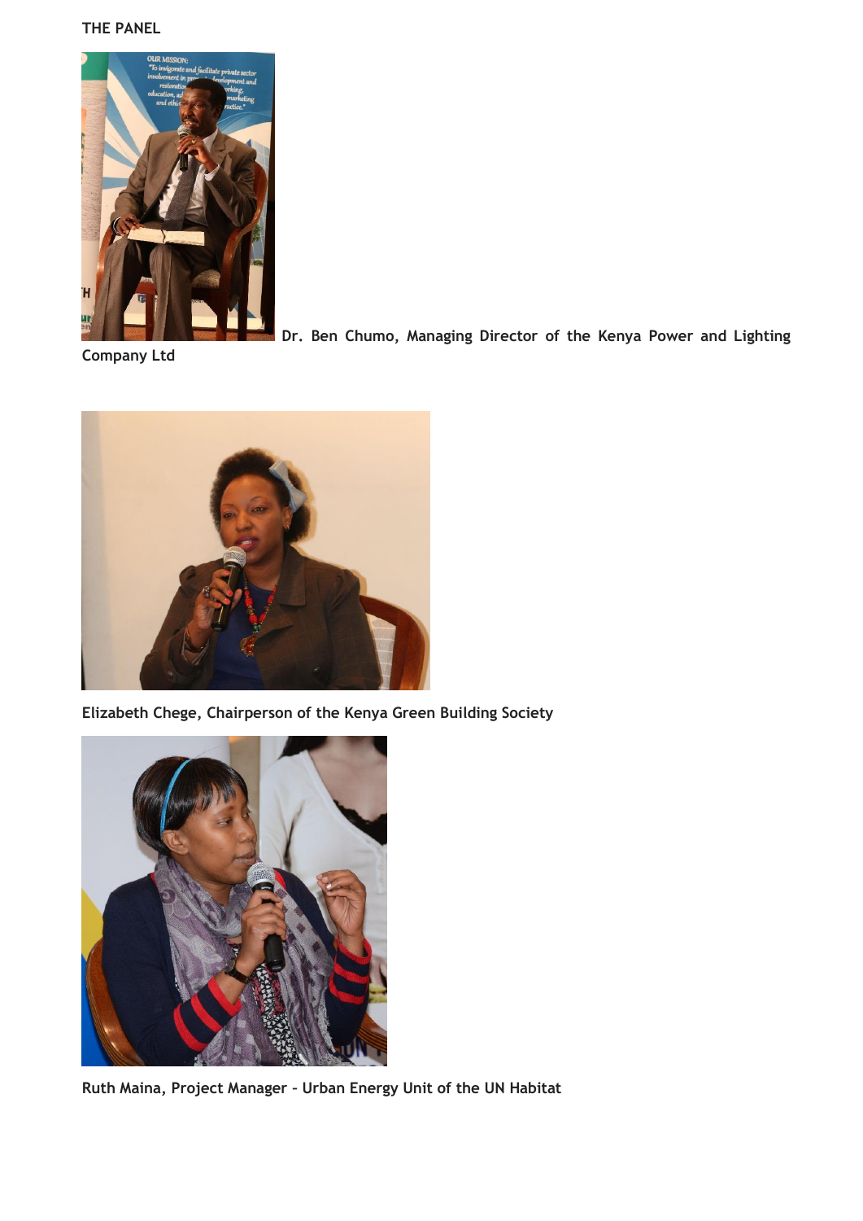**THE PANEL**

**Dr. Ben Chumo, Managing Director of the Kenya Power and Lighting Company Ltd**

**Elizabeth Chege, Chairperson of the Kenya Green Building Society**

**Ruth Maina, Project Manager - Urban Energy Unit of the UN Habitat**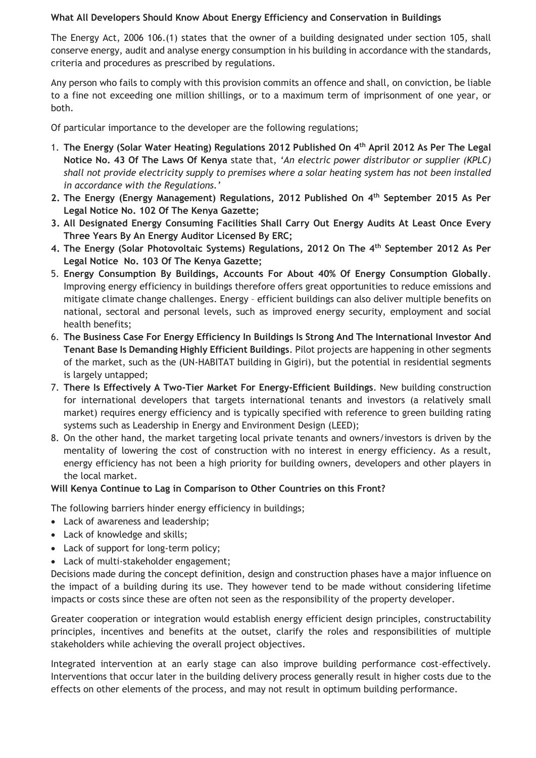**What All Developers Should Know About Energy Efficiency and Conservation in Buildings**

The Energy Act, 2006 106.(1) states that the owner of a building designated under section 105, shall conserve energy, audit and analyse energy consumption in his building in accordance with the standards, criteria and procedures as prescribed by regulations.

Any person who fails to comply with this provision commits an offence and shall, on conviction, be liable to a fine not exceeding one million shillings, or to a maximum term of imprisonment of one year, or both.

Of particular importance to the developer are the following regulations;

1. **The Energy (Solar Water Heating) Regulations 2012 Published On 4th April 2012 As Per The Legal Notice No. 43 Of The Laws Of Kenya** state that, *'An electric power distributor or supplier (KPLC) shall not provide electricity supply to premises where a solar heating system has not been installed in accordance with the Regulations.'*
2. **The Energy (Energy Management) Regulations, 2012 Published On 4th September 2015 As Per Legal Notice No. 102 Of The Kenya Gazette;**
3. **All Designated Energy Consuming Facilities Shall Carry Out Energy Audits At Least Once Every Three Years By An Energy Auditor Licensed By ERC;**
4. **The Energy (Solar Photovoltaic Systems) Regulations, 2012 On The 4th September 2012 As Per Legal Notice No. 103 Of The Kenya Gazette;**
5. **Energy Consumption By Buildings, Accounts For About 40% Of Energy Consumption Globally**. Improving energy efficiency in buildings therefore offers great opportunities to reduce emissions and mitigate climate change challenges. Energy – efficient buildings can also deliver multiple benefits on national, sectoral and personal levels, such as improved energy security, employment and social health benefits;
6. **The Business Case For Energy Efficiency In Buildings Is Strong And The International Investor And Tenant Base Is Demanding Highly Efficient Buildings**. Pilot projects are happening in other segments of the market, such as the (UN-HABITAT building in Gigiri), but the potential in residential segments is largely untapped;
7. **There Is Effectively A Two-Tier Market For Energy-Efficient Buildings**. New building construction for international developers that targets international tenants and investors (a relatively small market) requires energy efficiency and is typically specified with reference to green building rating systems such as Leadership in Energy and Environment Design (LEED);
8. On the other hand, the market targeting local private tenants and owners/investors is driven by the mentality of lowering the cost of construction with no interest in energy efficiency. As a result, energy efficiency has not been a high priority for building owners, developers and other players in the local market.

**Will Kenya Continue to Lag in Comparison to Other Countries on this Front?**

The following barriers hinder energy efficiency in buildings;

- Lack of awareness and leadership;
- Lack of knowledge and skills;
- Lack of support for long-term policy;
- Lack of multi-stakeholder engagement;

Decisions made during the concept definition, design and construction phases have a major influence on the impact of a building during its use. They however tend to be made without considering lifetime impacts or costs since these are often not seen as the responsibility of the property developer.

Greater cooperation or integration would establish energy efficient design principles, constructability principles, incentives and benefits at the outset, clarify the roles and responsibilities of multiple stakeholders while achieving the overall project objectives.

Integrated intervention at an early stage can also improve building performance cost-effectively. Interventions that occur later in the building delivery process generally result in higher costs due to the effects on other elements of the process, and may not result in optimum building performance.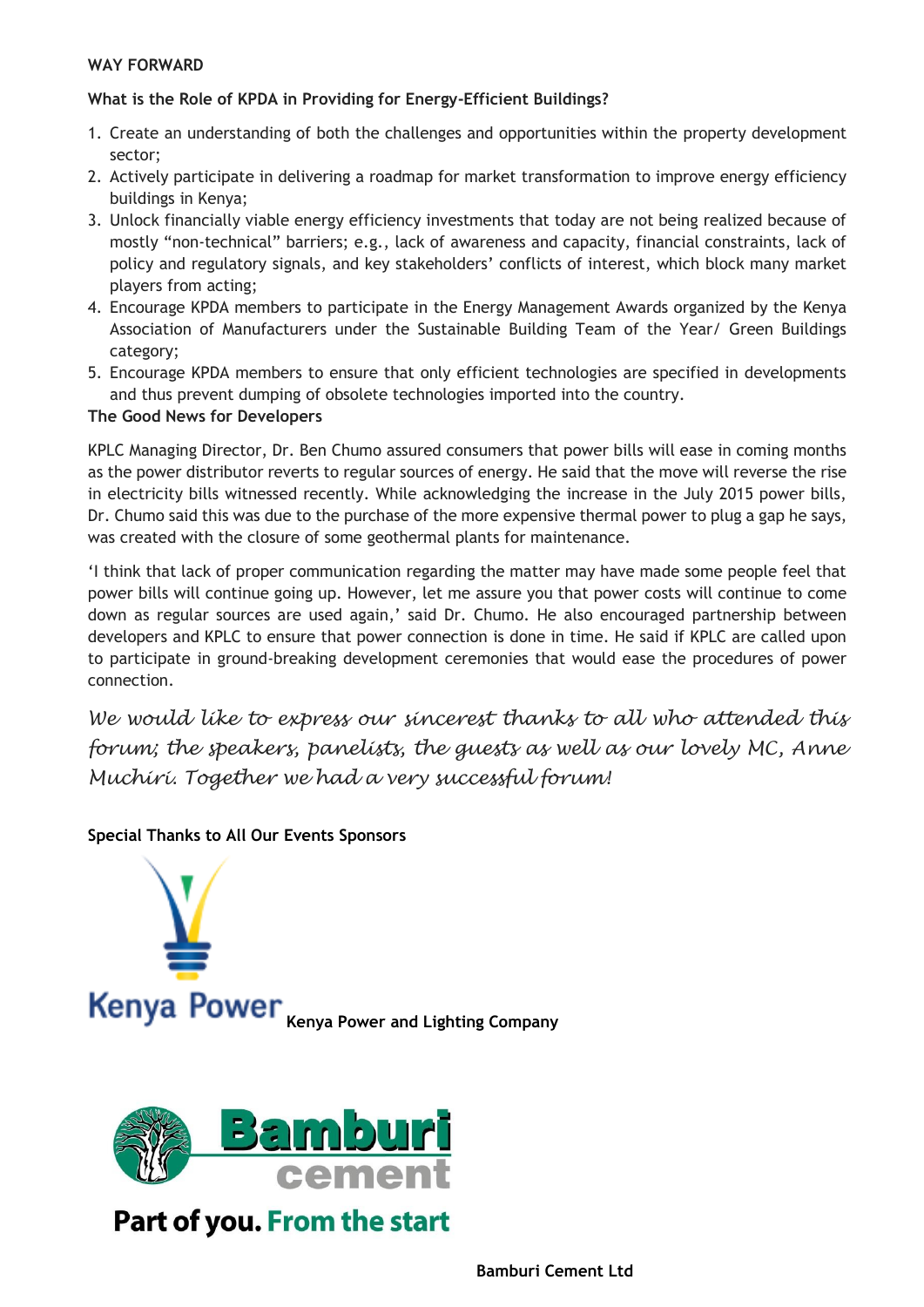## WAY FORWARD

### What is the Role of KPDA in Providing for Energy-Efficient Buildings?

1. Create an understanding of both the challenges and opportunities within the property development sector;
2. Actively participate in delivering a roadmap for market transformation to improve energy efficiency buildings in Kenya;
3. Unlock financially viable energy efficiency investments that today are not being realized because of mostly "non-technical" barriers; e.g., lack of awareness and capacity, financial constraints, lack of policy and regulatory signals, and key stakeholders' conflicts of interest, which block many market players from acting;
4. Encourage KPDA members to participate in the Energy Management Awards organized by the Kenya Association of Manufacturers under the Sustainable Building Team of the Year/ Green Buildings category;
5. Encourage KPDA members to ensure that only efficient technologies are specified in developments and thus prevent dumping of obsolete technologies imported into the country.

### The Good News for Developers

KPLC Managing Director, Dr. Ben Chumo assured consumers that power bills will ease in coming months as the power distributor reverts to regular sources of energy. He said that the move will reverse the rise in electricity bills witnessed recently. While acknowledging the increase in the July 2015 power bills, Dr. Chumo said this was due to the purchase of the more expensive thermal power to plug a gap he says, was created with the closure of some geothermal plants for maintenance.

'I think that lack of proper communication regarding the matter may have made some people feel that power bills will continue going up. However, let me assure you that power costs will continue to come down as regular sources are used again,' said Dr. Chumo. He also encouraged partnership between developers and KPLC to ensure that power connection is done in time. He said if KPLC are called upon to participate in ground-breaking development ceremonies that would ease the procedures of power connection.

*We would like to express our sincerest thanks to all who attended this forum; the speakers, panelists, the guests as well as our lovely MC, Anne Muchiri. Together we had a very successful forum!*

**Special Thanks to All Our Events Sponsors**

**Kenya Power and Lighting Company**

**Bamburi Cement Ltd**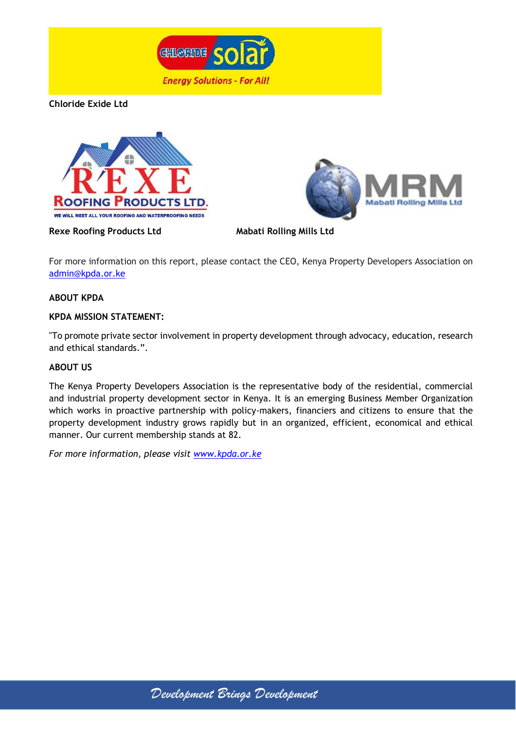**Chloride Exide Ltd**

**Rexe Roofing Products Ltd**

**Mabati Rolling Mills Ltd**

For more information on this report, please contact the CEO, Kenya Property Developers Association on [admin@kpda.or.ke](mailto:admin@kpda.or.ke)

**ABOUT KPDA**

**KPDA MISSION STATEMENT:**

"To promote private sector involvement in property development through advocacy, education, research and ethical standards.".

**ABOUT US**

The Kenya Property Developers Association is the representative body of the residential, commercial and industrial property development sector in Kenya. It is an emerging Business Member Organization which works in proactive partnership with policy-makers, financiers and citizens to ensure that the property development industry grows rapidly but in an organized, efficient, economical and ethical manner. Our current membership stands at 82.

*For more information, please visit [www.kpda.or.ke](http://www.kpda.or.ke)*